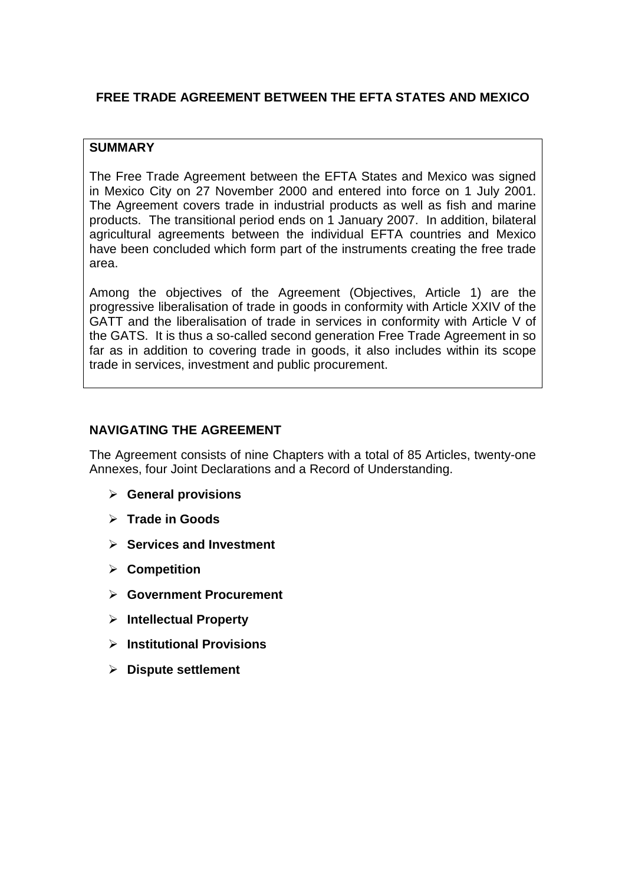# FREE TRADE AGREEMENT BETWEEN THE EFTA STATES AND MEXICO

## SUMMARY

The Free Trade Agreement between the EFTA States and Mexico was signed in Mexico City on 27 November 2000 and entered into force on 1 July 2001. The Agreement covers trade in industrial products as well as fish and marine products. The transitional period ends on 1 January 2007. In addition, bilateral agricultural agreements between the individual EFTA countries and Mexico have been concluded which form part of the instruments creating the free trade area.

Among the objectives of the Agreement (Objectives, Article 1) are the progressive liberalisation of trade in goods in conformity with Article XXIV of the GATT and the liberalisation of trade in services in conformity with Article V of the GATS. It is thus a so-called second generation Free Trade Agreement in so far as in addition to covering trade in goods, it also includes within its scope trade in services, investment and public procurement.

## NAVIGATING THE AGREEMENT

The Agreement consists of nine Chapters with a total of 85 Articles, twenty-one Annexes, four Joint Declarations and a Record of Understanding.

- **General provisions**
- **Trade in Goods**
- **Services and Investment**
- **Competition**
- **Government Procurement**
- **Intellectual Property**
- **Institutional Provisions**
- **Dispute settlement**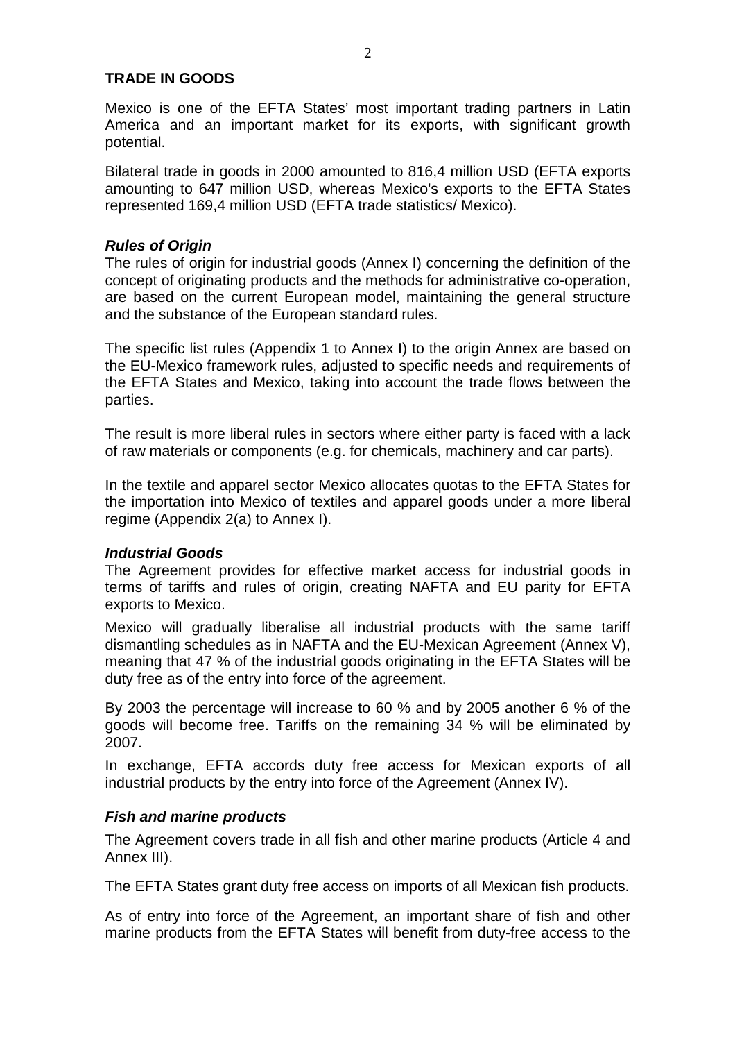## TRADE IN GOODS

Mexico is one of the EFTA States' most important trading partners in Latin America and an important market for its exports, with significant growth potential.

Bilateral trade in goods in 2000 amounted to 816,4 million USD (EFTA exports amounting to 647 million USD, whereas Mexico's exports to the EFTA States represented 169,4 million USD (EFTA trade statistics/ Mexico).

### *Rules of Origin*

The rules of origin for industrial goods (Annex I) concerning the definition of the concept of originating products and the methods for administrative co-operation, are based on the current European model, maintaining the general structure and the substance of the European standard rules.

The specific list rules (Appendix 1 to Annex I) to the origin Annex are based on the EU-Mexico framework rules, adjusted to specific needs and requirements of the EFTA States and Mexico, taking into account the trade flows between the parties.

The result is more liberal rules in sectors where either party is faced with a lack of raw materials or components (e.g. for chemicals, machinery and car parts).

In the textile and apparel sector Mexico allocates quotas to the EFTA States for the importation into Mexico of textiles and apparel goods under a more liberal regime (Appendix 2(a) to Annex I).

### *Industrial Goods*

The Agreement provides for effective market access for industrial goods in terms of tariffs and rules of origin, creating NAFTA and EU parity for EFTA exports to Mexico.

Mexico will gradually liberalise all industrial products with the same tariff dismantling schedules as in NAFTA and the EU-Mexican Agreement (Annex V), meaning that 47 % of the industrial goods originating in the EFTA States will be duty free as of the entry into force of the agreement.

By 2003 the percentage will increase to 60 % and by 2005 another 6 % of the goods will become free. Tariffs on the remaining 34 % will be eliminated by 2007.

In exchange, EFTA accords duty free access for Mexican exports of all industrial products by the entry into force of the Agreement (Annex IV).

### *Fish and marine products*

The Agreement covers trade in all fish and other marine products (Article 4 and Annex III).

The EFTA States grant duty free access on imports of all Mexican fish products.

As of entry into force of the Agreement, an important share of fish and other marine products from the EFTA States will benefit from duty-free access to the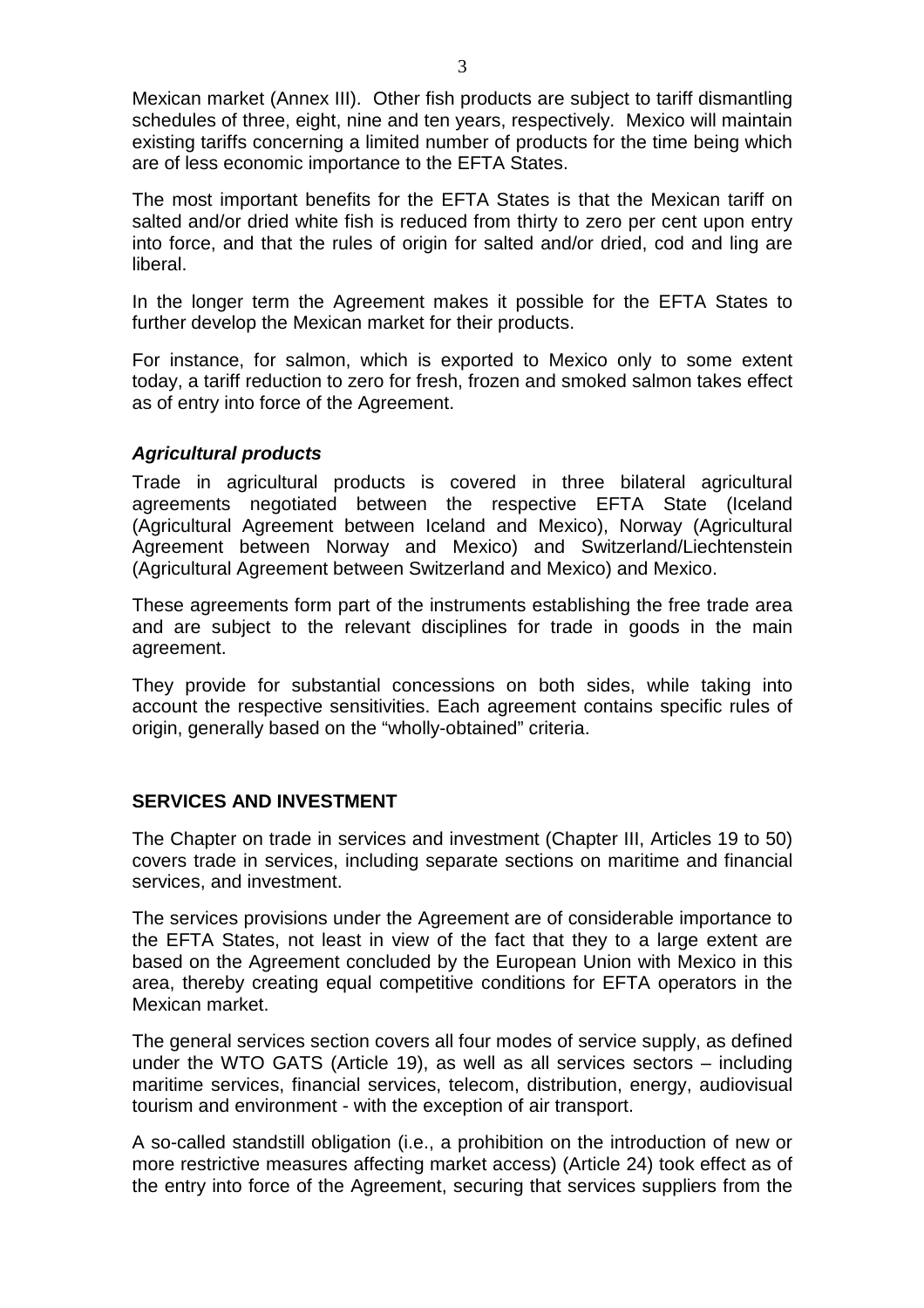Mexican market (Annex III). Other fish products are subject to tariff dismantling schedules of three, eight, nine and ten years, respectively. Mexico will maintain existing tariffs concerning a limited number of products for the time being which are of less economic importance to the EFTA States.

The most important benefits for the EFTA States is that the Mexican tariff on salted and/or dried white fish is reduced from thirty to zero per cent upon entry into force, and that the rules of origin for salted and/or dried, cod and ling are liberal.

In the longer term the Agreement makes it possible for the EFTA States to further develop the Mexican market for their products.

For instance, for salmon, which is exported to Mexico only to some extent today, a tariff reduction to zero for fresh, frozen and smoked salmon takes effect as of entry into force of the Agreement.

### *Agricultural products*

Trade in agricultural products is covered in three bilateral agricultural agreements negotiated between the respective EFTA State (Iceland (Agricultural Agreement between Iceland and Mexico), Norway (Agricultural Agreement between Norway and Mexico) and Switzerland/Liechtenstein (Agricultural Agreement between Switzerland and Mexico) and Mexico.

These agreements form part of the instruments establishing the free trade area and are subject to the relevant disciplines for trade in goods in the main agreement.

They provide for substantial concessions on both sides, while taking into account the respective sensitivities. Each agreement contains specific rules of origin, generally based on the "wholly-obtained" criteria.

## SERVICES AND INVESTMENT

The Chapter on trade in services and investment (Chapter III, Articles 19 to 50) covers trade in services, including separate sections on maritime and financial services, and investment.

The services provisions under the Agreement are of considerable importance to the EFTA States, not least in view of the fact that they to a large extent are based on the Agreement concluded by the European Union with Mexico in this area, thereby creating equal competitive conditions for EFTA operators in the Mexican market.

The general services section covers all four modes of service supply, as defined under the WTO GATS (Article 19), as well as all services sectors – including maritime services, financial services, telecom, distribution, energy, audiovisual tourism and environment - with the exception of air transport.

A so-called standstill obligation (i.e., a prohibition on the introduction of new or more restrictive measures affecting market access) (Article 24) took effect as of the entry into force of the Agreement, securing that services suppliers from the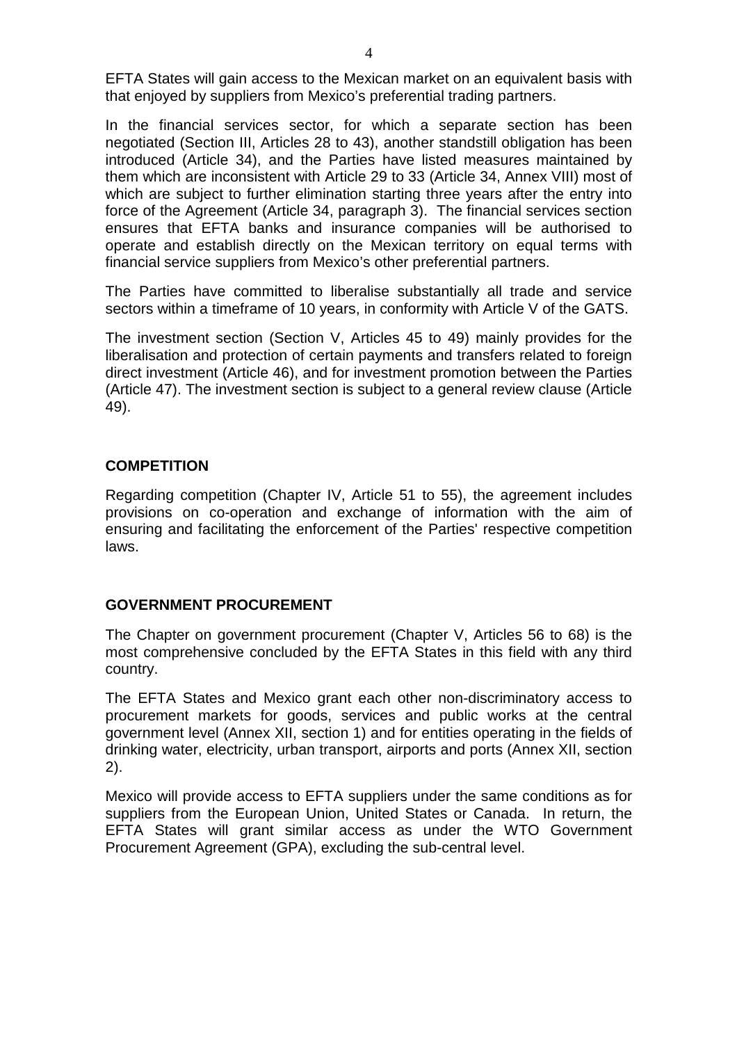EFTA States will gain access to the Mexican market on an equivalent basis with that enjoyed by suppliers from Mexico's preferential trading partners.

In the financial services sector, for which a separate section has been negotiated (Section III, Articles 28 to 43), another standstill obligation has been introduced (Article 34), and the Parties have listed measures maintained by them which are inconsistent with Article 29 to 33 (Article 34, Annex VIII) most of which are subject to further elimination starting three years after the entry into force of the Agreement (Article 34, paragraph 3). The financial services section ensures that EFTA banks and insurance companies will be authorised to operate and establish directly on the Mexican territory on equal terms with financial service suppliers from Mexico's other preferential partners.

The Parties have committed to liberalise substantially all trade and service sectors within a timeframe of 10 years, in conformity with Article V of the GATS.

The investment section (Section V, Articles 45 to 49) mainly provides for the liberalisation and protection of certain payments and transfers related to foreign direct investment (Article 46), and for investment promotion between the Parties (Article 47). The investment section is subject to a general review clause (Article 49).

## COMPETITION

Regarding competition (Chapter IV, Article 51 to 55), the agreement includes provisions on co-operation and exchange of information with the aim of ensuring and facilitating the enforcement of the Parties' respective competition laws.

## GOVERNMENT PROCUREMENT

The Chapter on government procurement (Chapter V, Articles 56 to 68) is the most comprehensive concluded by the EFTA States in this field with any third country.

The EFTA States and Mexico grant each other non-discriminatory access to procurement markets for goods, services and public works at the central government level (Annex XII, section 1) and for entities operating in the fields of drinking water, electricity, urban transport, airports and ports (Annex XII, section 2).

Mexico will provide access to EFTA suppliers under the same conditions as for suppliers from the European Union, United States or Canada. In return, the EFTA States will grant similar access as under the WTO Government Procurement Agreement (GPA), excluding the sub-central level.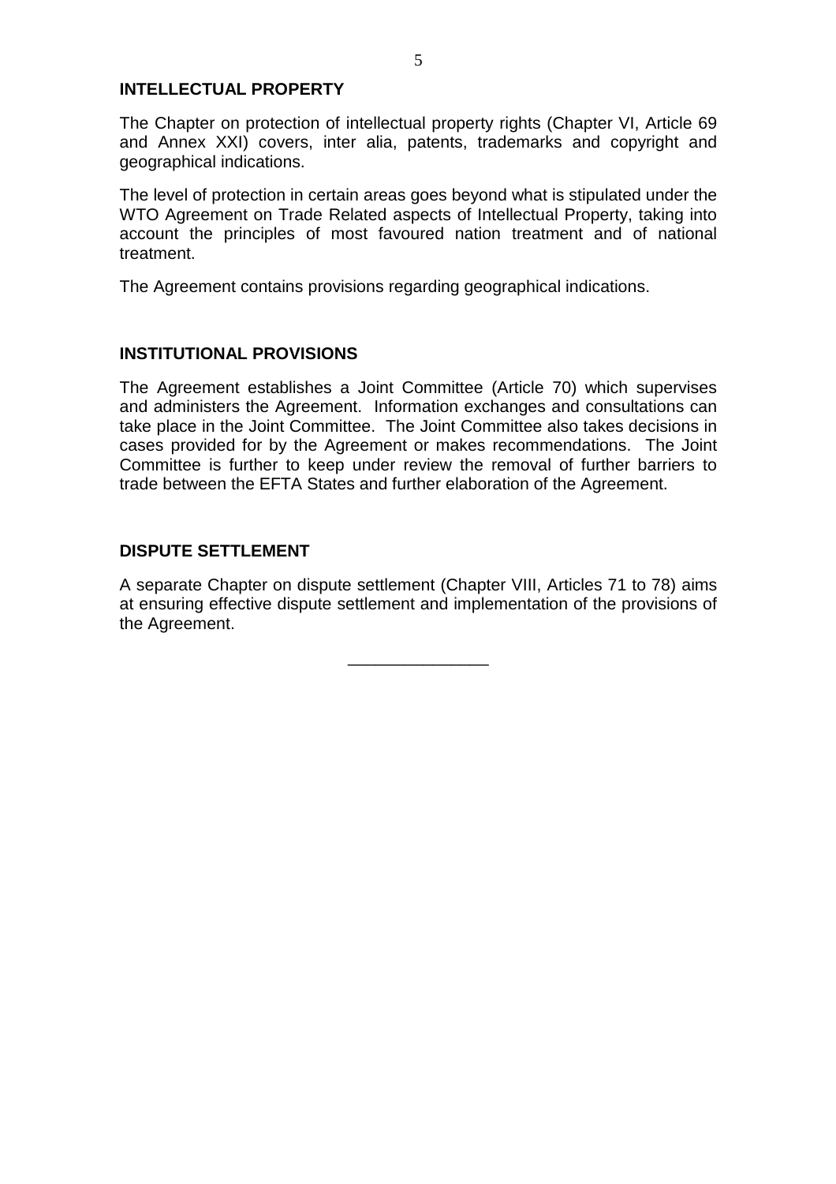## INTELLECTUAL PROPERTY

The Chapter on protection of intellectual property rights (Chapter VI, Article 69 and Annex XXI) covers, inter alia, patents, trademarks and copyright and geographical indications.

The level of protection in certain areas goes beyond what is stipulated under the WTO Agreement on Trade Related aspects of Intellectual Property, taking into account the principles of most favoured nation treatment and of national treatment.

The Agreement contains provisions regarding geographical indications.

## INSTITUTIONAL PROVISIONS

The Agreement establishes a Joint Committee (Article 70) which supervises and administers the Agreement. Information exchanges and consultations can take place in the Joint Committee. The Joint Committee also takes decisions in cases provided for by the Agreement or makes recommendations. The Joint Committee is further to keep under review the removal of further barriers to trade between the EFTA States and further elaboration of the Agreement.

## DISPUTE SETTLEMENT

A separate Chapter on dispute settlement (Chapter VIII, Articles 71 to 78) aims at ensuring effective dispute settlement and implementation of the provisions of the Agreement.

---